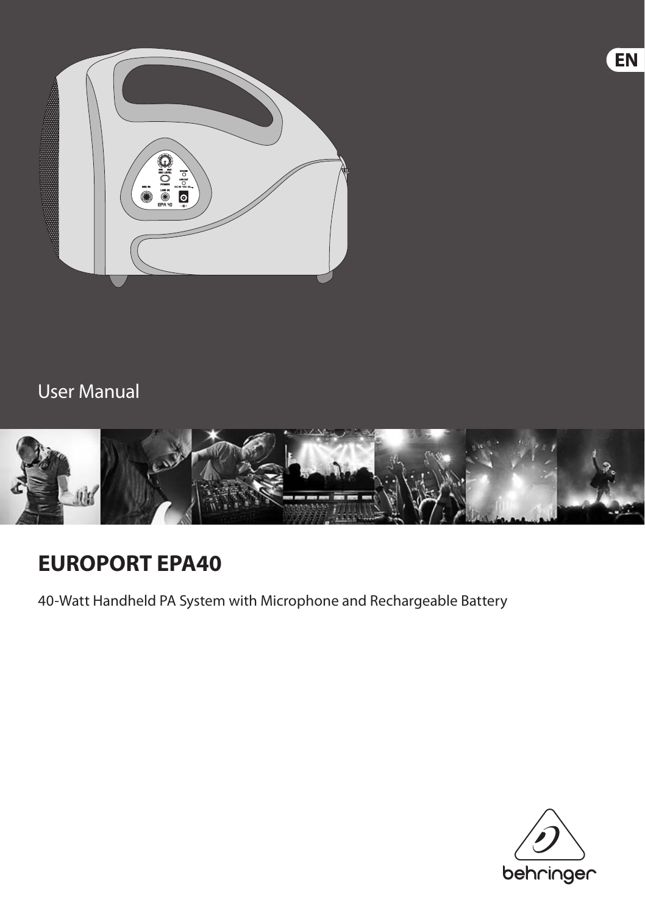EN

User Manual

# EUROPORT EPA40

40-Watt Handheld PA System with Microphone and Rechargeable Battery

behringer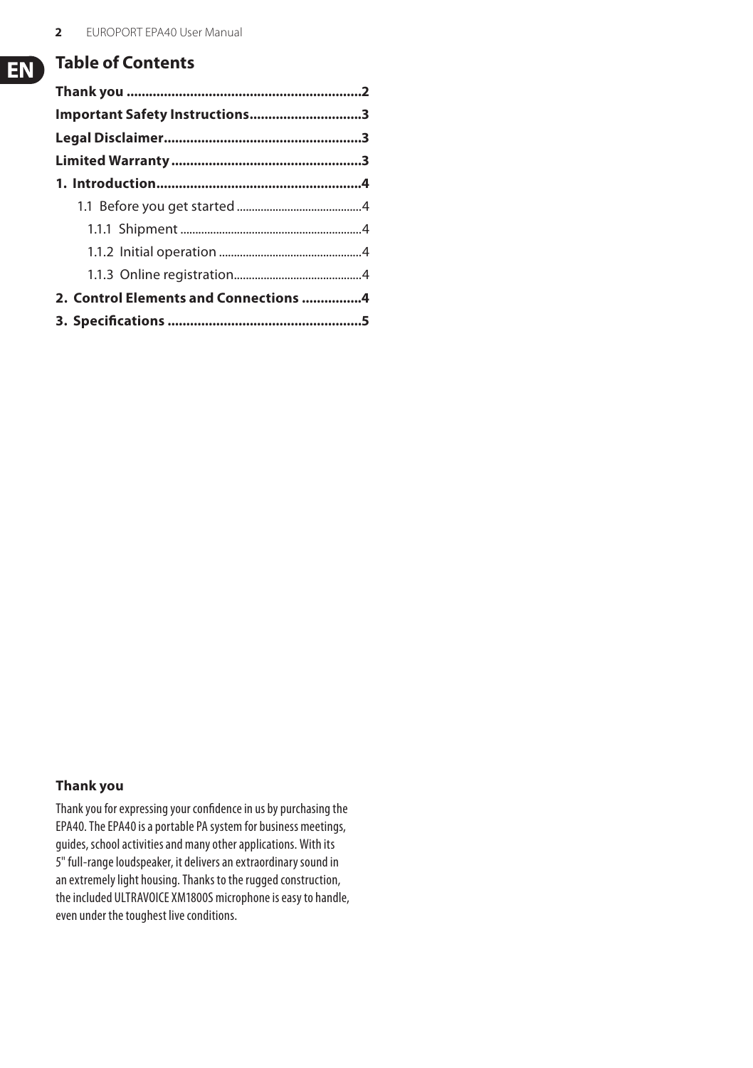## Table of Contents

**Thank you .............................................................2**

**Important Safety Instructions.............................3**

**Legal Disclaimer....................................................3**

**Limited Warranty..................................................3**

**1. Introduction......................................................4**

- 1.1 Before you get started ..........................................4
  - 1.1.1 Shipment ............................................................4
  - 1.1.2 Initial operation ................................................4
  - 1.1.3 Online registration...........................................4

**2. Control Elements and Connections ................4**

**3. Specifications ...................................................5**

### Thank you

Thank you for expressing your confidence in us by purchasing the EPA40. The EPA40 is a portable PA system for business meetings, guides, school activities and many other applications. With its 5" full-range loudspeaker, it delivers an extraordinary sound in an extremely light housing. Thanks to the rugged construction, the included ULTRAVOICE XM1800S microphone is easy to handle, even under the toughest live conditions.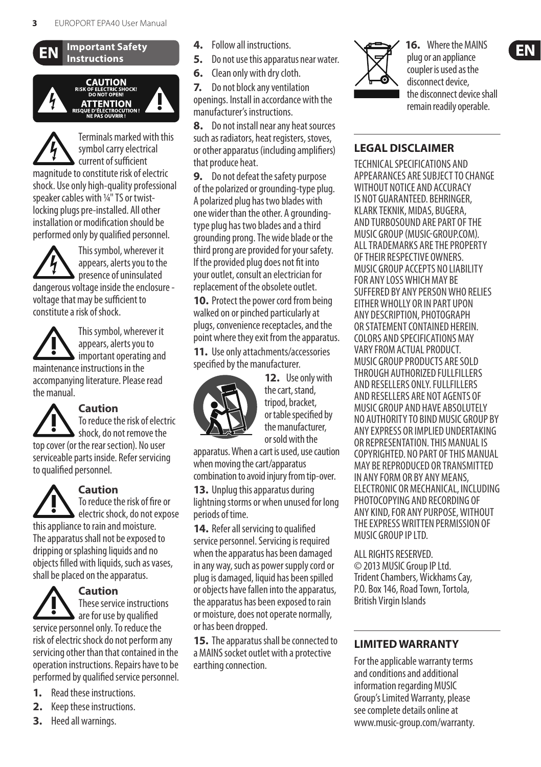## EN Important Safety Instructions

**CAUTION**
**RISK OF ELECTRIC SHOCK! DO NOT OPEN!**
**ATTENTION**
**RISQUE D'ÉLECTROCUTION ! NE PAS OUVRIR !**

Terminals marked with this symbol carry electrical current of sufficient magnitude to constitute risk of electric shock. Use only high-quality professional speaker cables with ¼" TS or twist-locking plugs pre-installed. All other installation or modification should be performed only by qualified personnel.

This symbol, wherever it appears, alerts you to the presence of uninsulated dangerous voltage inside the enclosure - voltage that may be sufficient to constitute a risk of shock.

This symbol, wherever it appears, alerts you to important operating and maintenance instructions in the accompanying literature. Please read the manual.

**Caution**
To reduce the risk of electric shock, do not remove the top cover (or the rear section). No user serviceable parts inside. Refer servicing to qualified personnel.

**Caution**
To reduce the risk of fire or electric shock, do not expose this appliance to rain and moisture. The apparatus shall not be exposed to dripping or splashing liquids and no objects filled with liquids, such as vases, shall be placed on the apparatus.

**Caution**
These service instructions are for use by qualified service personnel only. To reduce the risk of electric shock do not perform any servicing other than that contained in the operation instructions. Repairs have to be performed by qualified service personnel.

1. Read these instructions.
2. Keep these instructions.
3. Heed all warnings.
4. Follow all instructions.
5. Do not use this apparatus near water.
6. Clean only with dry cloth.
7. Do not block any ventilation openings. Install in accordance with the manufacturer's instructions.
8. Do not install near any heat sources such as radiators, heat registers, stoves, or other apparatus (including amplifiers) that produce heat.
9. Do not defeat the safety purpose of the polarized or grounding-type plug. A polarized plug has two blades with one wider than the other. A grounding-type plug has two blades and a third grounding prong. The wide blade or the third prong are provided for your safety. If the provided plug does not fit into your outlet, consult an electrician for replacement of the obsolete outlet.
10. Protect the power cord from being walked on or pinched particularly at plugs, convenience receptacles, and the point where they exit from the apparatus.
11. Use only attachments/accessories specified by the manufacturer.
12. Use only with the cart, stand, tripod, bracket, or table specified by the manufacturer, or sold with the apparatus. When a cart is used, use caution when moving the cart/apparatus combination to avoid injury from tip-over.
13. Unplug this apparatus during lightning storms or when unused for long periods of time.
14. Refer all servicing to qualified service personnel. Servicing is required when the apparatus has been damaged in any way, such as power supply cord or plug is damaged, liquid has been spilled or objects have fallen into the apparatus, the apparatus has been exposed to rain or moisture, does not operate normally, or has been dropped.
15. The apparatus shall be connected to a MAINS socket outlet with a protective earthing connection.
16. Where the MAINS plug or an appliance coupler is used as the disconnect device, the disconnect device shall remain readily operable.

### LEGAL DISCLAIMER

TECHNICAL SPECIFICATIONS AND APPEARANCES ARE SUBJECT TO CHANGE WITHOUT NOTICE AND ACCURACY IS NOT GUARANTEED. BEHRINGER, KLARK TEKNIK, MIDAS, BUGERA, AND TURBOSOUND ARE PART OF THE MUSIC GROUP (MUSIC-GROUP.COM). ALL TRADEMARKS ARE THE PROPERTY OF THEIR RESPECTIVE OWNERS. MUSIC GROUP ACCEPTS NO LIABILITY FOR ANY LOSS WHICH MAY BE SUFFERED BY ANY PERSON WHO RELIES EITHER WHOLLY OR IN PART UPON ANY DESCRIPTION, PHOTOGRAPH OR STATEMENT CONTAINED HEREIN. COLORS AND SPECIFICATIONS MAY VARY FROM ACTUAL PRODUCT. MUSIC GROUP PRODUCTS ARE SOLD THROUGH AUTHORIZED FULLFILLERS AND RESELLERS ONLY. FULLFILLERS AND RESELLERS ARE NOT AGENTS OF MUSIC GROUP AND HAVE ABSOLUTELY NO AUTHORITY TO BIND MUSIC GROUP BY ANY EXPRESS OR IMPLIED UNDERTAKING OR REPRESENTATION. THIS MANUAL IS COPYRIGHTED. NO PART OF THIS MANUAL MAY BE REPRODUCED OR TRANSMITTED IN ANY FORM OR BY ANY MEANS, ELECTRONIC OR MECHANICAL, INCLUDING PHOTOCOPYING AND RECORDING OF ANY KIND, FOR ANY PURPOSE, WITHOUT THE EXPRESS WRITTEN PERMISSION OF MUSIC GROUP IP LTD.

ALL RIGHTS RESERVED.
© 2013 MUSIC Group IP Ltd.
Trident Chambers, Wickhams Cay, P.O. Box 146, Road Town, Tortola, British Virgin Islands

### LIMITED WARRANTY

For the applicable warranty terms and conditions and additional information regarding MUSIC Group's Limited Warranty, please see complete details online at www.music-group.com/warranty.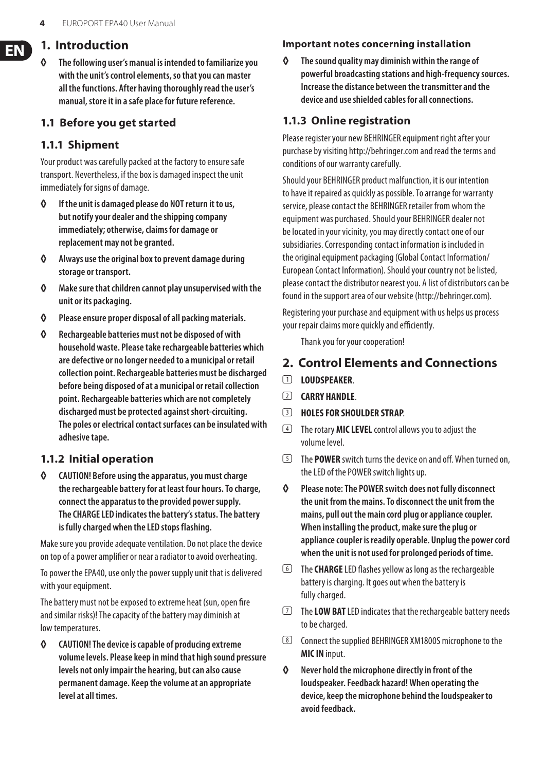# 1. Introduction

◊ **The following user's manual is intended to familiarize you with the unit's control elements, so that you can master all the functions. After having thoroughly read the user's manual, store it in a safe place for future reference.**

## 1.1 Before you get started

### 1.1.1 Shipment

Your product was carefully packed at the factory to ensure safe transport. Nevertheless, if the box is damaged inspect the unit immediately for signs of damage.

◊ **If the unit is damaged please do NOT return it to us, but notify your dealer and the shipping company immediately; otherwise, claims for damage or replacement may not be granted.**

◊ **Always use the original box to prevent damage during storage or transport.**

◊ **Make sure that children cannot play unsupervised with the unit or its packaging.**

◊ **Please ensure proper disposal of all packing materials.**

◊ **Rechargeable batteries must not be disposed of with household waste. Please take rechargeable batteries which are defective or no longer needed to a municipal or retail collection point. Rechargeable batteries must be discharged before being disposed of at a municipal or retail collection point. Rechargeable batteries which are not completely discharged must be protected against short-circuiting. The poles or electrical contact surfaces can be insulated with adhesive tape.**

### 1.1.2 Initial operation

◊ **CAUTION! Before using the apparatus, you must charge the rechargeable battery for at least four hours. To charge, connect the apparatus to the provided power supply. The CHARGE LED indicates the battery's status. The battery is fully charged when the LED stops flashing.**

Make sure you provide adequate ventilation. Do not place the device on top of a power amplifier or near a radiator to avoid overheating.

To power the EPA40, use only the power supply unit that is delivered with your equipment.

The battery must not be exposed to extreme heat (sun, open fire and similar risks)! The capacity of the battery may diminish at low temperatures.

◊ **CAUTION! The device is capable of producing extreme volume levels. Please keep in mind that high sound pressure levels not only impair the hearing, but can also cause permanent damage. Keep the volume at an appropriate level at all times.**

**Important notes concerning installation**

◊ **The sound quality may diminish within the range of powerful broadcasting stations and high-frequency sources. Increase the distance between the transmitter and the device and use shielded cables for all connections.**

### 1.1.3 Online registration

Please register your new BEHRINGER equipment right after your purchase by visiting http://behringer.com and read the terms and conditions of our warranty carefully.

Should your BEHRINGER product malfunction, it is our intention to have it repaired as quickly as possible. To arrange for warranty service, please contact the BEHRINGER retailer from whom the equipment was purchased. Should your BEHRINGER dealer not be located in your vicinity, you may directly contact one of our subsidiaries. Corresponding contact information is included in the original equipment packaging (Global Contact Information/ European Contact Information). Should your country not be listed, please contact the distributor nearest you. A list of distributors can be found in the support area of our website (http://behringer.com).

Registering your purchase and equipment with us helps us process your repair claims more quickly and efficiently.

Thank you for your cooperation!

# 2. Control Elements and Connections

(1) **LOUDSPEAKER**.

(2) **CARRY HANDLE**.

(3) **HOLES FOR SHOULDER STRAP**.

(4) The rotary **MIC LEVEL** control allows you to adjust the volume level.

(5) The **POWER** switch turns the device on and off. When turned on, the LED of the POWER switch lights up.

◊ **Please note: The POWER switch does not fully disconnect the unit from the mains. To disconnect the unit from the mains, pull out the main cord plug or appliance coupler. When installing the product, make sure the plug or appliance coupler is readily operable. Unplug the power cord when the unit is not used for prolonged periods of time.**

(6) The **CHARGE** LED flashes yellow as long as the rechargeable battery is charging. It goes out when the battery is fully charged.

(7) The **LOW BAT** LED indicates that the rechargeable battery needs to be charged.

(8) Connect the supplied BEHRINGER XM1800S microphone to the **MIC IN** input.

◊ **Never hold the microphone directly in front of the loudspeaker. Feedback hazard! When operating the device, keep the microphone behind the loudspeaker to avoid feedback.**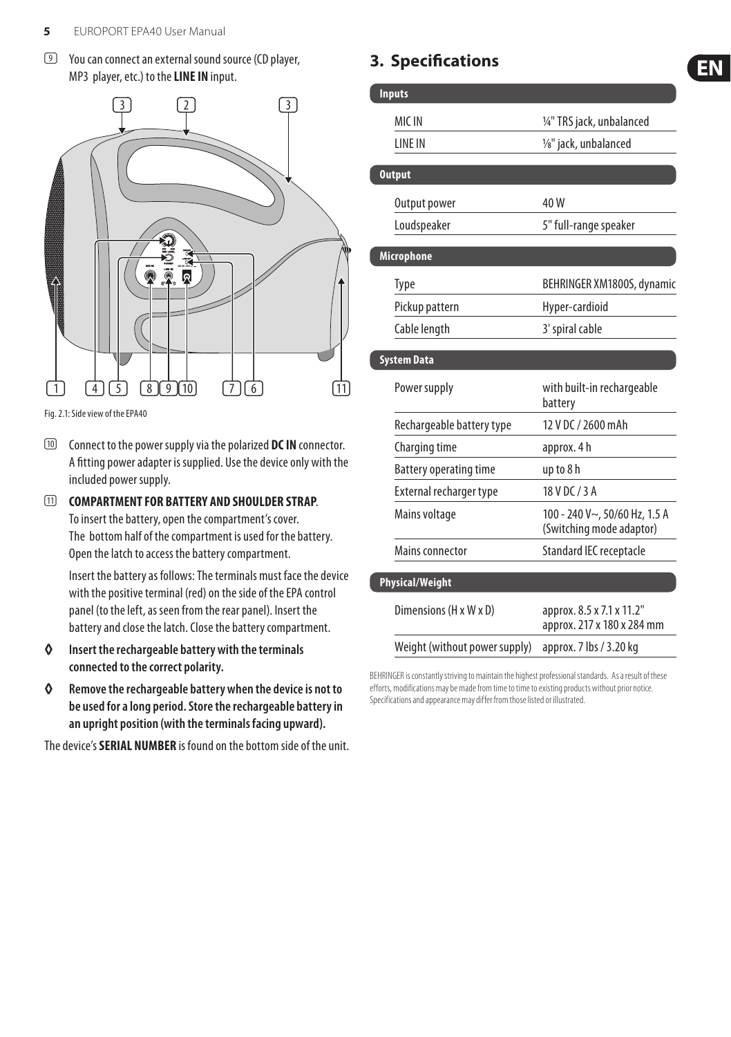(9) You can connect an external sound source (CD player, MP3 player, etc.) to the **LINE IN** input.

Fig. 2.1: Side view of the EPA40

(10) Connect to the power supply via the polarized **DC IN** connector. A fitting power adapter is supplied. Use the device only with the included power supply.

(11) **COMPARTMENT FOR BATTERY AND SHOULDER STRAP**. To insert the battery, open the compartment's cover. The bottom half of the compartment is used for the battery. Open the latch to access the battery compartment.

Insert the battery as follows: The terminals must face the device with the positive terminal (red) on the side of the EPA control panel (to the left, as seen from the rear panel). Insert the battery and close the latch. Close the battery compartment.

◊ **Insert the rechargeable battery with the terminals connected to the correct polarity.**

◊ **Remove the rechargeable battery when the device is not to be used for a long period. Store the rechargeable battery in an upright position (with the terminals facing upward).**

The device's **SERIAL NUMBER** is found on the bottom side of the unit.

## 3. Specifications

| **Inputs** | |
|---|---|
| MIC IN | ¼" TRS jack, unbalanced |
| LINE IN | ⅛" jack, unbalanced |
| **Output** | |
| Output power | 40 W |
| Loudspeaker | 5" full-range speaker |
| **Microphone** | |
| Type | BEHRINGER XM1800S, dynamic |
| Pickup pattern | Hyper-cardioid |
| Cable length | 3' spiral cable |
| **System Data** | |
| Power supply | with built-in rechargeable battery |
| Rechargeable battery type | 12 V DC / 2600 mAh |
| Charging time | approx. 4 h |
| Battery operating time | up to 8 h |
| External recharger type | 18 V DC / 3 A |
| Mains voltage | 100 - 240 V~, 50/60 Hz, 1.5 A (Switching mode adaptor) |
| Mains connector | Standard IEC receptacle |
| **Physical/Weight** | |
| Dimensions (H x W x D) | approx. 8.5 x 7.1 x 11.2" approx. 217 x 180 x 284 mm |
| Weight (without power supply) | approx. 7 lbs / 3.20 kg |

BEHRINGER is constantly striving to maintain the highest professional standards. As a result of these efforts, modifications may be made from time to time to existing products without prior notice. Specifications and appearance may differ from those listed or illustrated.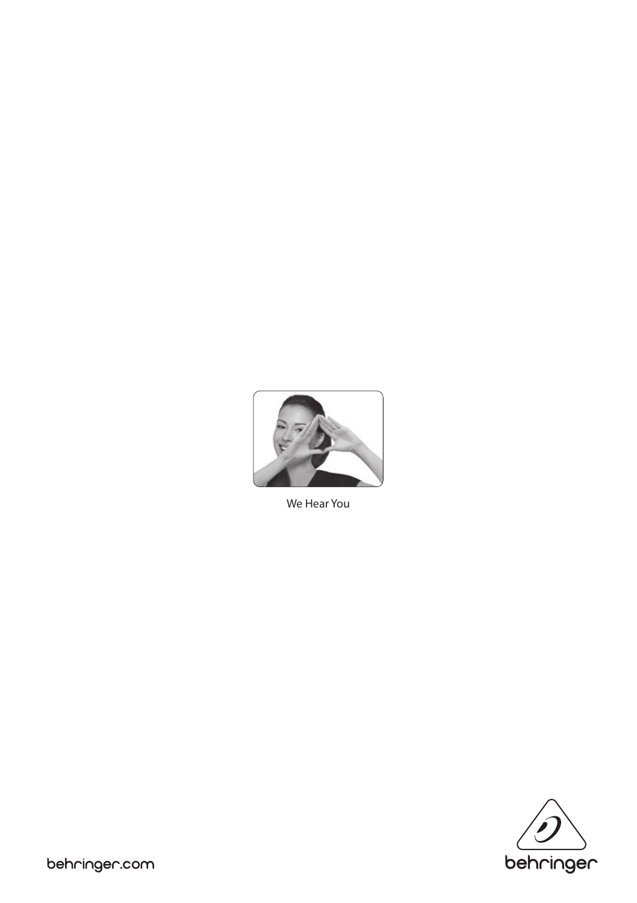We Hear You

behringer.com

behringer